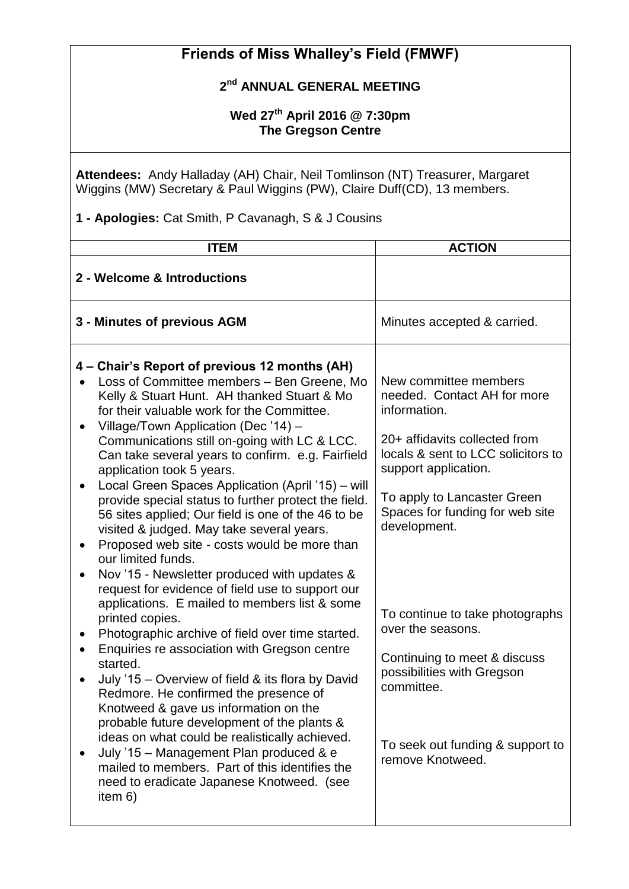# Friends of Miss Whalley's Field (FMWF)

## 2nd ANNUAL GENERAL MEETING

### Wed 27th April 2016 @ 7:30pm
### The Gregson Centre

**Attendees:** Andy Halladay (AH) Chair, Neil Tomlinson (NT) Treasurer, Margaret Wiggins (MW) Secretary & Paul Wiggins (PW), Claire Duff(CD), 13 members.

**1 - Apologies:** Cat Smith, P Cavanagh, S & J Cousins

| ITEM | ACTION |
| --- | --- |
| **2 - Welcome & Introductions** | |
| **3 - Minutes of previous AGM** | Minutes accepted & carried. |
| **4 – Chair's Report of previous 12 months (AH)**<br>• Loss of Committee members – Ben Greene, Mo Kelly & Stuart Hunt. AH thanked Stuart & Mo for their valuable work for the Committee.<br>• Village/Town Application (Dec '14) – Communications still on-going with LC & LCC. Can take several years to confirm. e.g. Fairfield application took 5 years.<br>• Local Green Spaces Application (April '15) – will provide special status to further protect the field. 56 sites applied; Our field is one of the 46 to be visited & judged. May take several years.<br>• Proposed web site - costs would be more than our limited funds.<br>• Nov '15 - Newsletter produced with updates & request for evidence of field use to support our applications. E mailed to members list & some printed copies.<br>• Photographic archive of field over time started.<br>• Enquiries re association with Gregson centre started.<br>• July '15 – Overview of field & its flora by David Redmore. He confirmed the presence of Knotweed & gave us information on the probable future development of the plants & ideas on what could be realistically achieved.<br>• July '15 – Management Plan produced & e mailed to members. Part of this identifies the need to eradicate Japanese Knotweed. (see item 6) | New committee members needed. Contact AH for more information.<br><br>20+ affidavits collected from locals & sent to LCC solicitors to support application.<br><br>To apply to Lancaster Green Spaces for funding for web site development.<br><br>To continue to take photographs over the seasons.<br><br>Continuing to meet & discuss possibilities with Gregson committee.<br><br>To seek out funding & support to remove Knotweed. |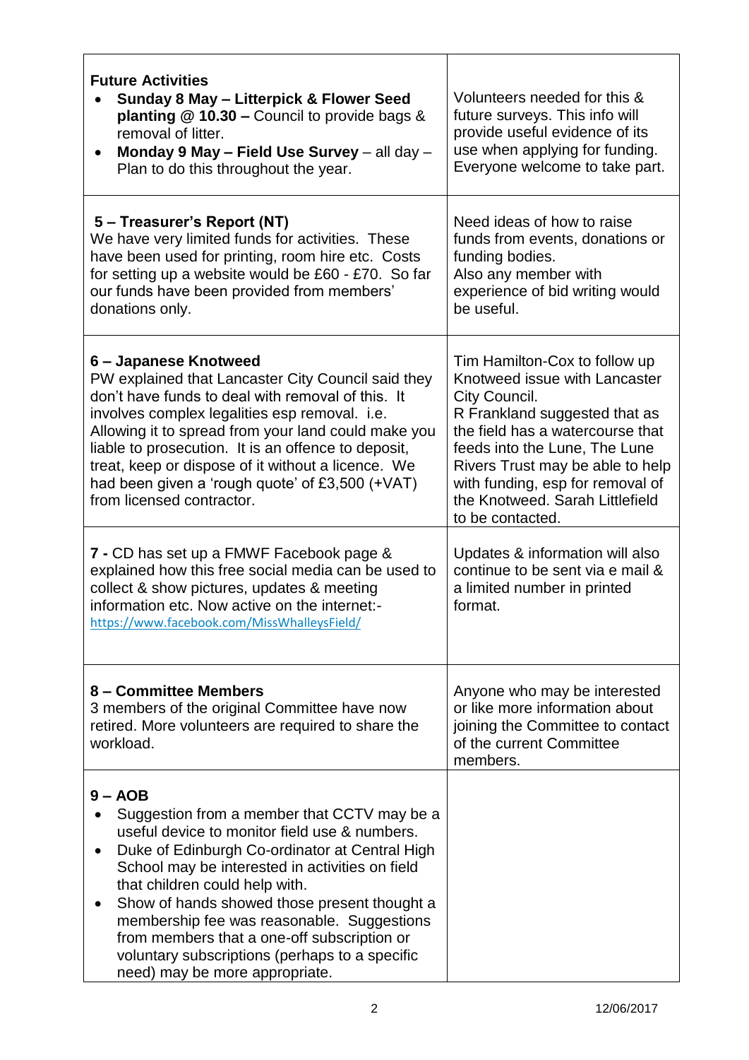| **Future Activities**<br>• **Sunday 8 May – Litterpick & Flower Seed planting @ 10.30 –** Council to provide bags & removal of litter.<br>• **Monday 9 May – Field Use Survey** – all day – Plan to do this throughout the year. | Volunteers needed for this & future surveys. This info will provide useful evidence of its use when applying for funding. Everyone welcome to take part. |
|---|---|
| **5 – Treasurer's Report (NT)**<br>We have very limited funds for activities. These have been used for printing, room hire etc. Costs for setting up a website would be £60 - £70. So far our funds have been provided from members' donations only. | Need ideas of how to raise funds from events, donations or funding bodies.<br>Also any member with experience of bid writing would be useful. |
| **6 – Japanese Knotweed**<br>PW explained that Lancaster City Council said they don't have funds to deal with removal of this. It involves complex legalities esp removal. i.e. Allowing it to spread from your land could make you liable to prosecution. It is an offence to deposit, treat, keep or dispose of it without a licence. We had been given a 'rough quote' of £3,500 (+VAT) from licensed contractor. | Tim Hamilton-Cox to follow up Knotweed issue with Lancaster City Council.<br>R Frankland suggested that as the field has a watercourse that feeds into the Lune, The Lune Rivers Trust may be able to help with funding, esp for removal of the Knotweed. Sarah Littlefield to be contacted. |
| **7 -** CD has set up a FMWF Facebook page & explained how this free social media can be used to collect & show pictures, updates & meeting information etc. Now active on the internet:-<br>https://www.facebook.com/MissWhalleysField/ | Updates & information will also continue to be sent via e mail & a limited number in printed format. |
| **8 – Committee Members**<br>3 members of the original Committee have now retired. More volunteers are required to share the workload. | Anyone who may be interested or like more information about joining the Committee to contact of the current Committee members. |
| **9 – AOB**<br>• Suggestion from a member that CCTV may be a useful device to monitor field use & numbers.<br>• Duke of Edinburgh Co-ordinator at Central High School may be interested in activities on field that children could help with.<br>• Show of hands showed those present thought a membership fee was reasonable. Suggestions from members that a one-off subscription or voluntary subscriptions (perhaps to a specific need) may be more appropriate. | |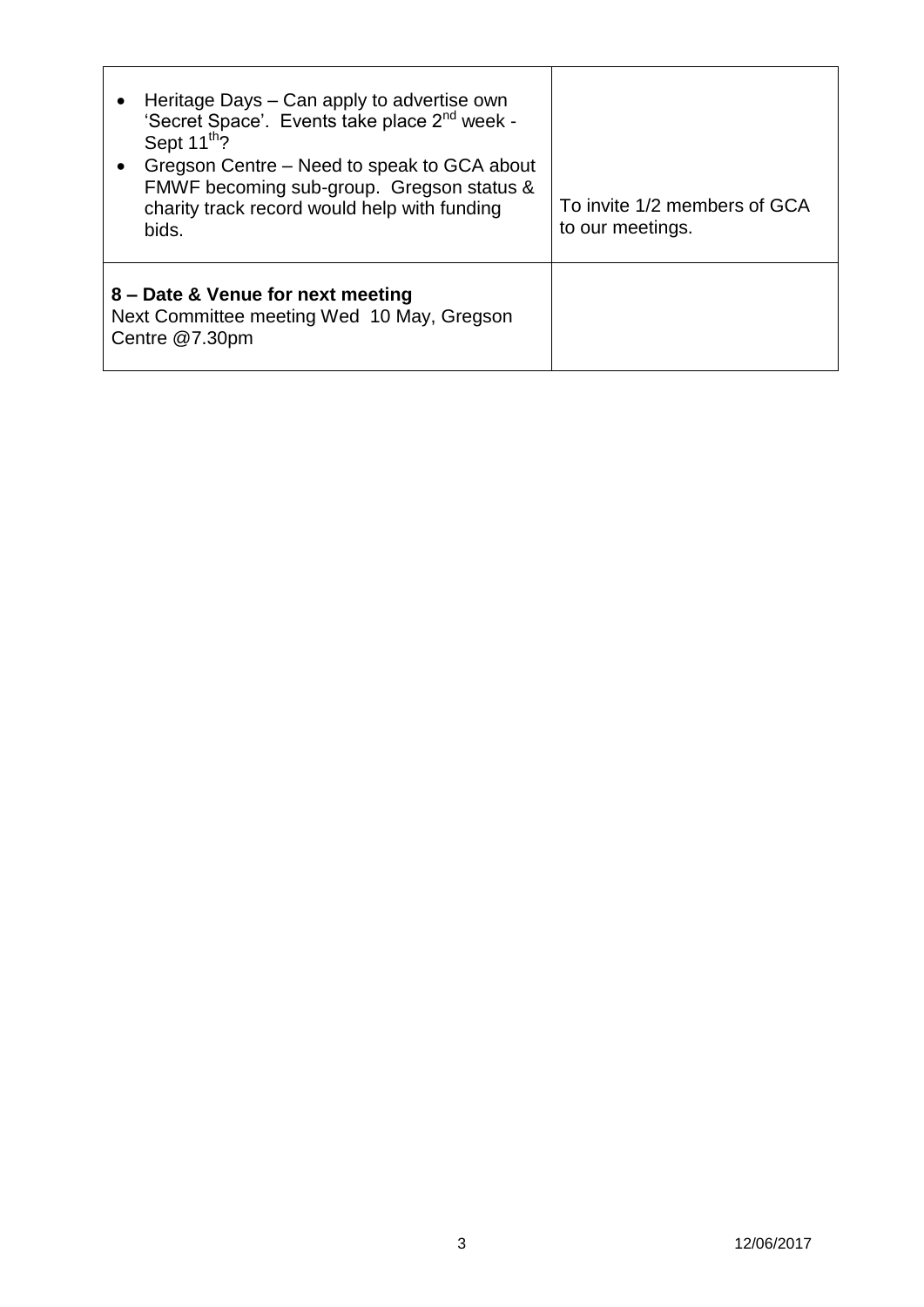| | |
|---|---|
| • Heritage Days – Can apply to advertise own 'Secret Space'. Events take place 2nd week - Sept 11th?<br>• Gregson Centre – Need to speak to GCA about FMWF becoming sub-group. Gregson status & charity track record would help with funding bids. | To invite 1/2 members of GCA to our meetings. |
| **8 – Date & Venue for next meeting**<br>Next Committee meeting Wed 10 May, Gregson Centre @7.30pm | |